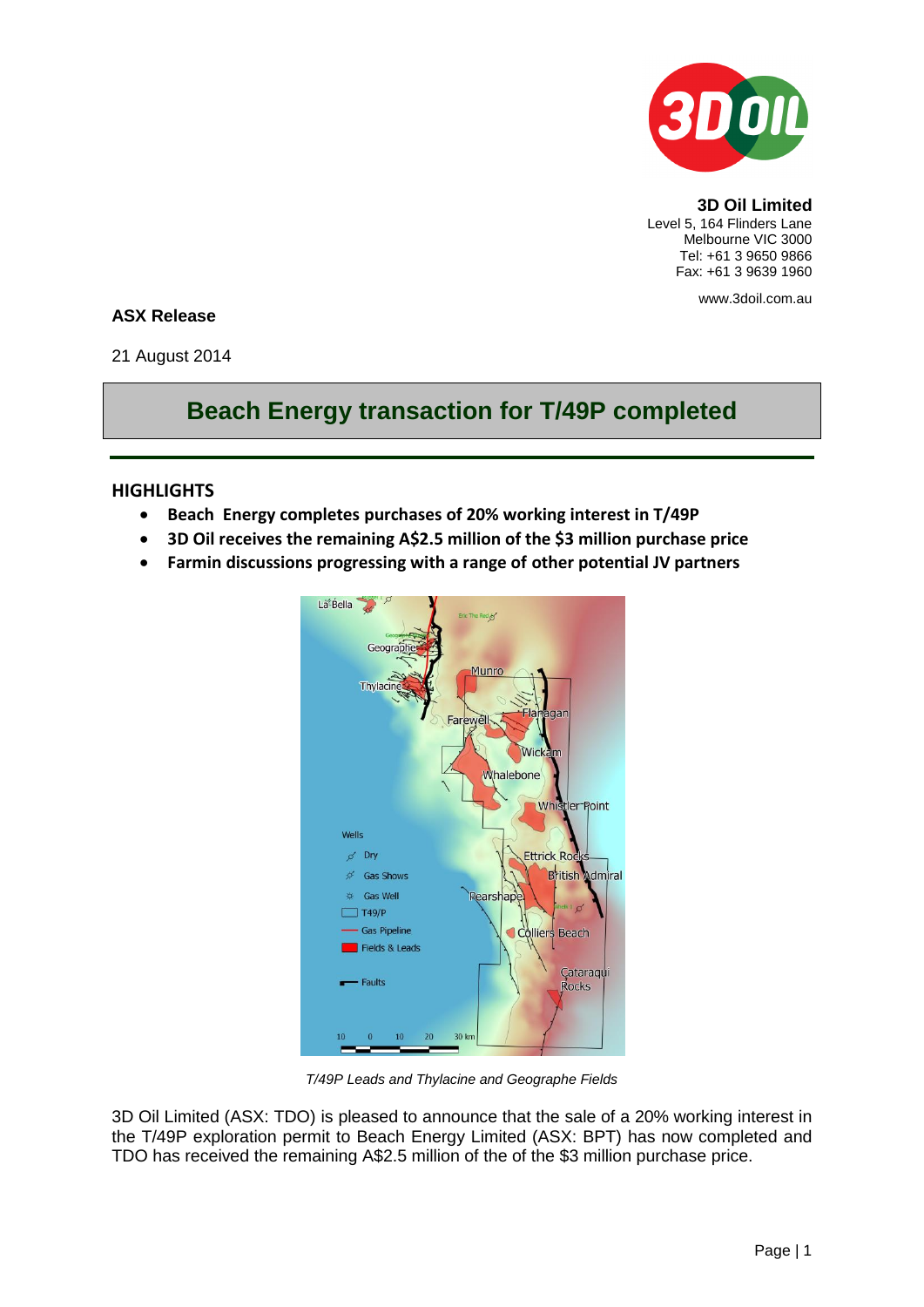**3D Oil Limited**
Level 5, 164 Flinders Lane
Melbourne VIC 3000
Tel: +61 3 9650 9866
Fax: +61 3 9639 1960

www.3doil.com.au

**ASX Release**

21 August 2014

# Beach Energy transaction for T/49P completed

## HIGHLIGHTS

- **Beach Energy completes purchases of 20% working interest in T/49P**
- **3D Oil receives the remaining A$2.5 million of the $3 million purchase price**
- **Farmin discussions progressing with a range of other potential JV partners**

*T/49P Leads and Thylacine and Geographe Fields*

3D Oil Limited (ASX: TDO) is pleased to announce that the sale of a 20% working interest in the T/49P exploration permit to Beach Energy Limited (ASX: BPT) has now completed and TDO has received the remaining A$2.5 million of the of the $3 million purchase price.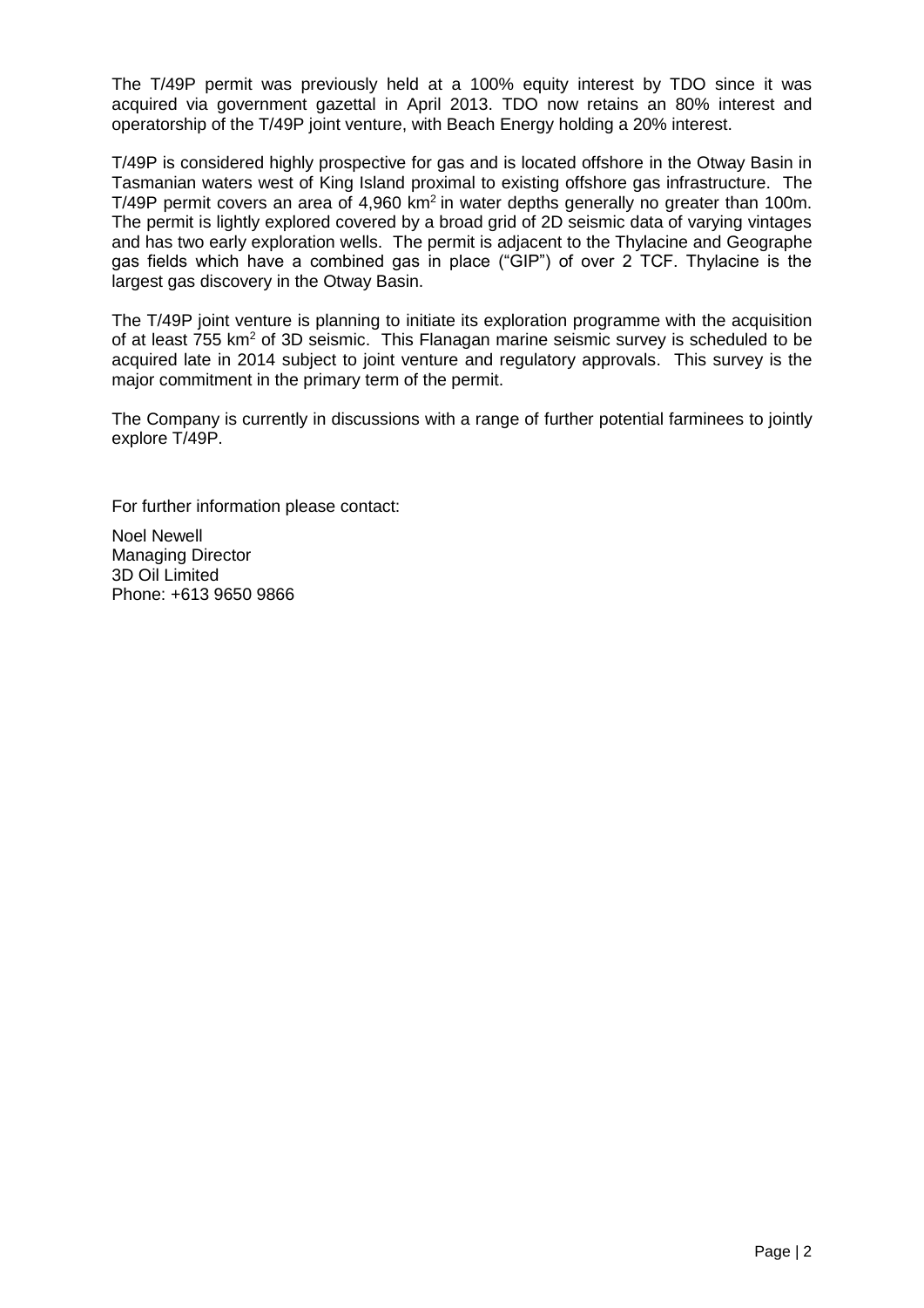The T/49P permit was previously held at a 100% equity interest by TDO since it was acquired via government gazettal in April 2013. TDO now retains an 80% interest and operatorship of the T/49P joint venture, with Beach Energy holding a 20% interest.

T/49P is considered highly prospective for gas and is located offshore in the Otway Basin in Tasmanian waters west of King Island proximal to existing offshore gas infrastructure. The T/49P permit covers an area of 4,960 km$^2$ in water depths generally no greater than 100m. The permit is lightly explored covered by a broad grid of 2D seismic data of varying vintages and has two early exploration wells. The permit is adjacent to the Thylacine and Geographe gas fields which have a combined gas in place ("GIP") of over 2 TCF. Thylacine is the largest gas discovery in the Otway Basin.

The T/49P joint venture is planning to initiate its exploration programme with the acquisition of at least 755 km$^2$ of 3D seismic. This Flanagan marine seismic survey is scheduled to be acquired late in 2014 subject to joint venture and regulatory approvals. This survey is the major commitment in the primary term of the permit.

The Company is currently in discussions with a range of further potential farminees to jointly explore T/49P.

For further information please contact:

Noel Newell
Managing Director
3D Oil Limited
Phone: +613 9650 9866